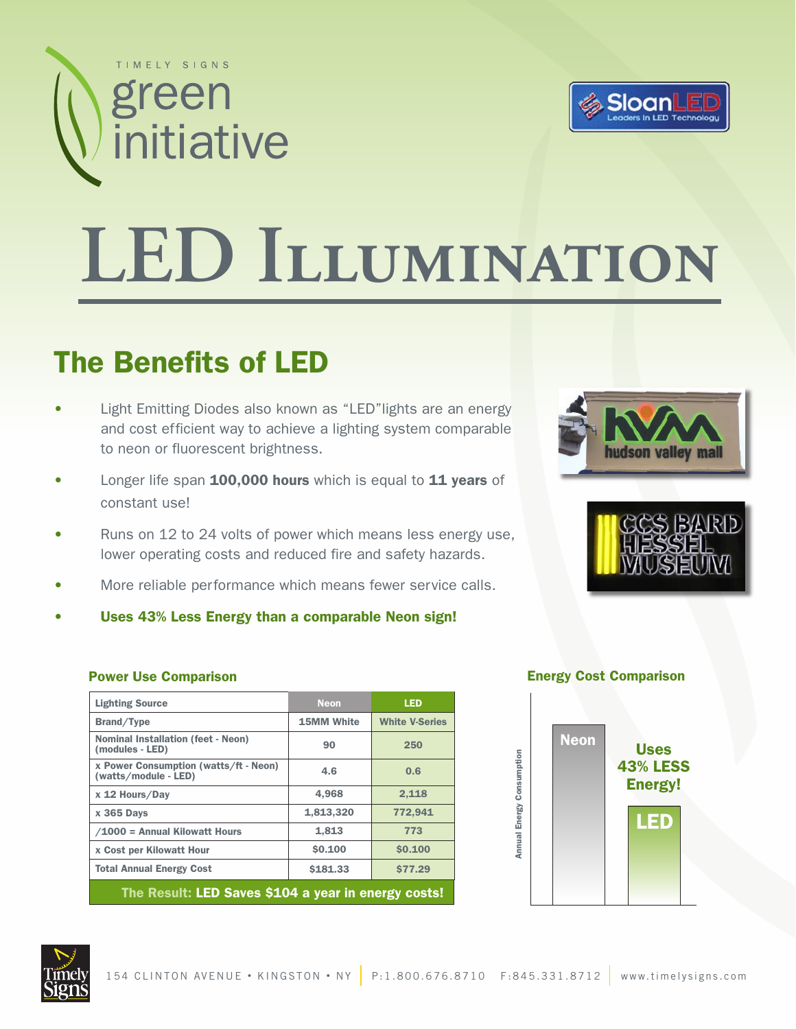TIMELY SIGNS green initiative

SloanLED Leaders in LED Technology

# LED Illumination

## The Benefits of LED

- Light Emitting Diodes also known as "LED"lights are an energy and cost efficient way to achieve a lighting system comparable to neon or fluorescent brightness.
- Longer life span **100,000 hours** which is equal to **11 years** of constant use!
- Runs on 12 to 24 volts of power which means less energy use, lower operating costs and reduced fire and safety hazards.
- More reliable performance which means fewer service calls.
- **Uses 43% Less Energy than a comparable Neon sign!**

### Power Use Comparison

| Lighting Source | Neon | LED |
|---|---|---|
| Brand/Type | 15MM White | White V-Series |
| Nominal Installation (feet - Neon) (modules - LED) | 90 | 250 |
| x Power Consumption (watts/ft - Neon) (watts/module - LED) | 4.6 | 0.6 |
| x 12 Hours/Day | 4,968 | 2,118 |
| x 365 Days | 1,813,320 | 772,941 |
| /1000 = Annual Kilowatt Hours | 1,813 | 773 |
| x Cost per Kilowatt Hour | $0.100 | $0.100 |
| Total Annual Energy Cost | $181.33 | $77.29 |

**The Result: LED Saves $104 a year in energy costs!**

### Energy Cost Comparison

Annual Energy Consumption

Neon

LED

Uses 43% LESS Energy!

154 CLINTON AVENUE • KINGSTON • NY | P:1.800.676.8710 F:845.331.8712 | www.timelysigns.com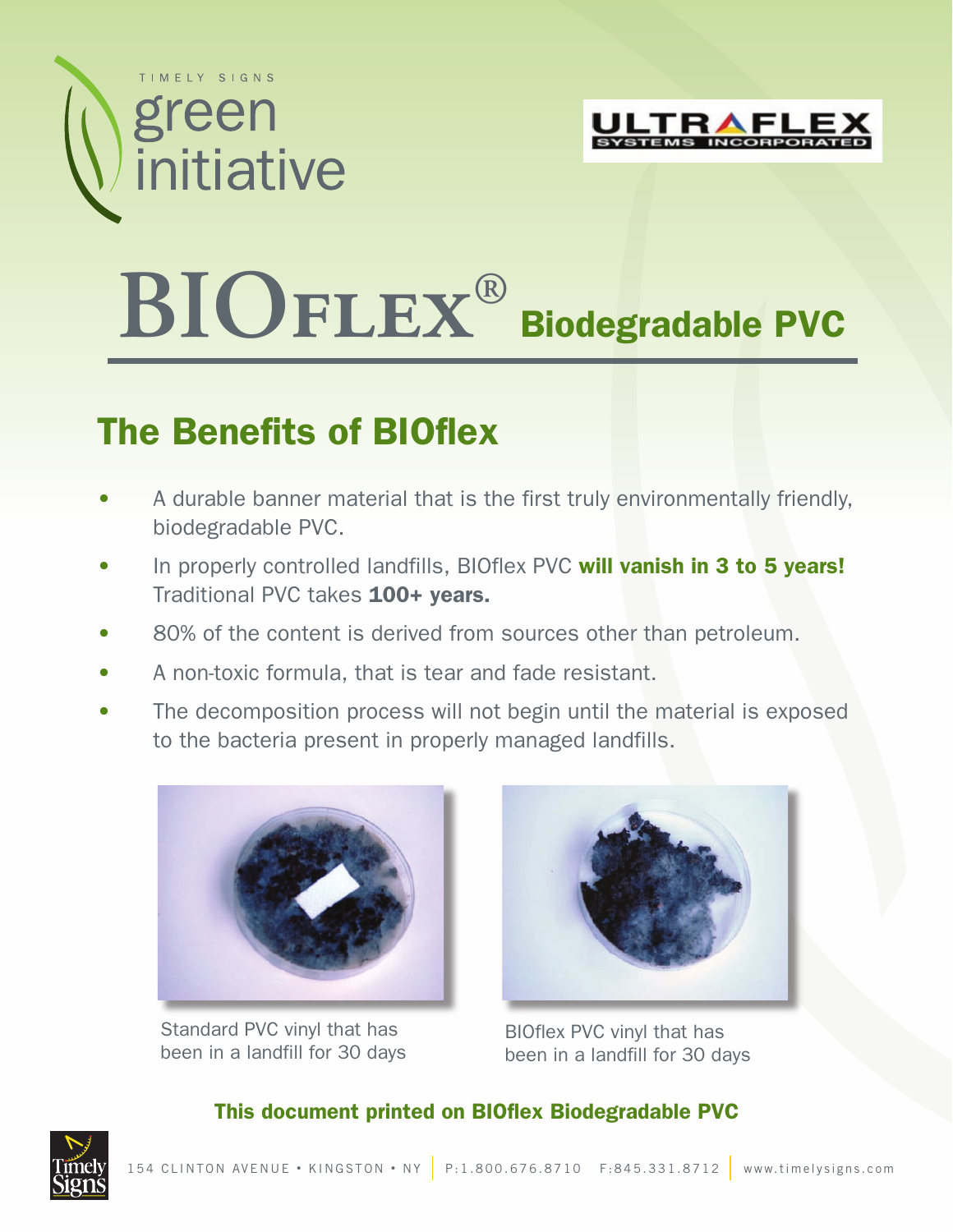TIMELY SIGNS

green initiative

ULTRAFLEX SYSTEMS INCORPORATED

# BIOFLEX® Biodegradable PVC

## The Benefits of BIOflex

- A durable banner material that is the first truly environmentally friendly, biodegradable PVC.
- In properly controlled landfills, BIOflex PVC **will vanish in 3 to 5 years!** Traditional PVC takes **100+ years.**
- 80% of the content is derived from sources other than petroleum.
- A non-toxic formula, that is tear and fade resistant.
- The decomposition process will not begin until the material is exposed to the bacteria present in properly managed landfills.

Standard PVC vinyl that has been in a landfill for 30 days

BIOflex PVC vinyl that has been in a landfill for 30 days

**This document printed on BIOflex Biodegradable PVC**

154 CLINTON AVENUE • KINGSTON • NY | P:1.800.676.8710 F:845.331.8712 | www.timelysigns.com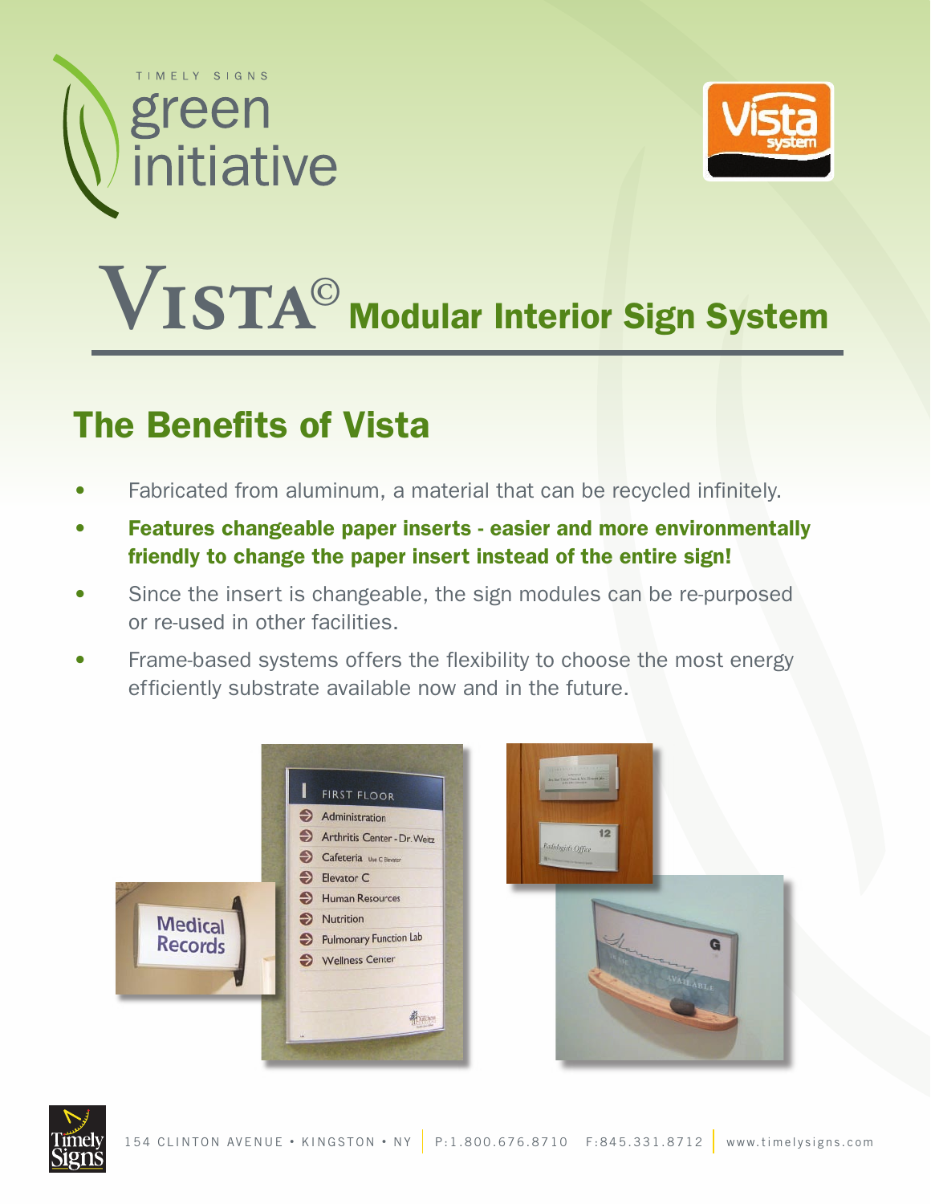TIMELY SIGNS

green initiative

Vista system

# VISTA© Modular Interior Sign System

## The Benefits of Vista

- Fabricated from aluminum, a material that can be recycled infinitely.
- **Features changeable paper inserts - easier and more environmentally friendly to change the paper insert instead of the entire sign!**
- Since the insert is changeable, the sign modules can be re-purposed or re-used in other facilities.
- Frame-based systems offers the flexibility to choose the most energy efficiently substrate available now and in the future.

154 CLINTON AVENUE • KINGSTON • NY | P:1.800.676.8710 F:845.331.8712 | www.timelysigns.com